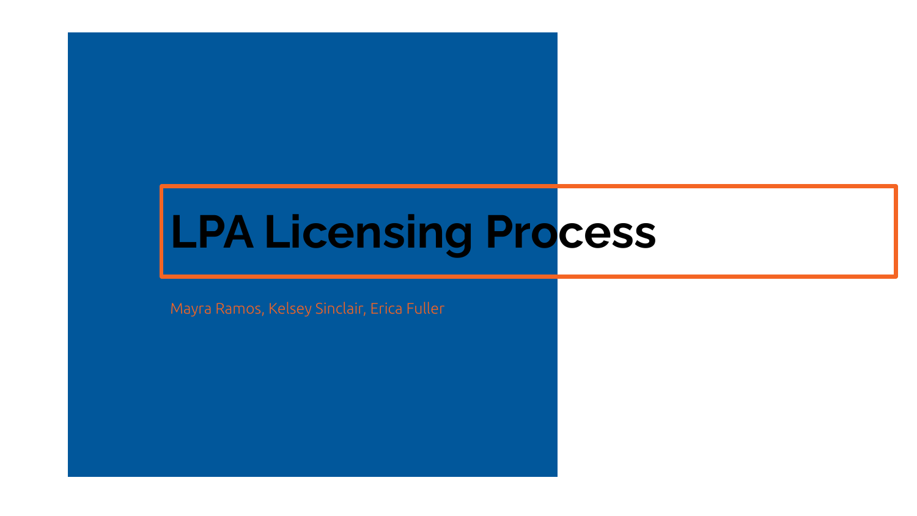# LPA Licensing Process

Mayra Ramos, Kelsey Sinclair, Erica Fuller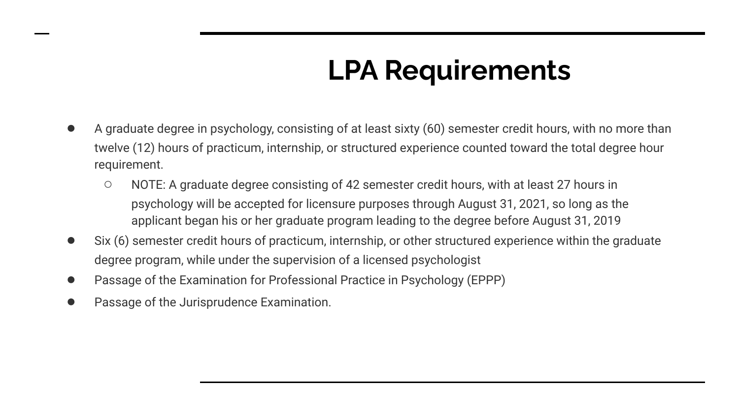# LPA Requirements

- A graduate degree in psychology, consisting of at least sixty (60) semester credit hours, with no more than twelve (12) hours of practicum, internship, or structured experience counted toward the total degree hour requirement.
  - NOTE: A graduate degree consisting of 42 semester credit hours, with at least 27 hours in psychology will be accepted for licensure purposes through August 31, 2021, so long as the applicant began his or her graduate program leading to the degree before August 31, 2019
- Six (6) semester credit hours of practicum, internship, or other structured experience within the graduate degree program, while under the supervision of a licensed psychologist
- Passage of the Examination for Professional Practice in Psychology (EPPP)
- Passage of the Jurisprudence Examination.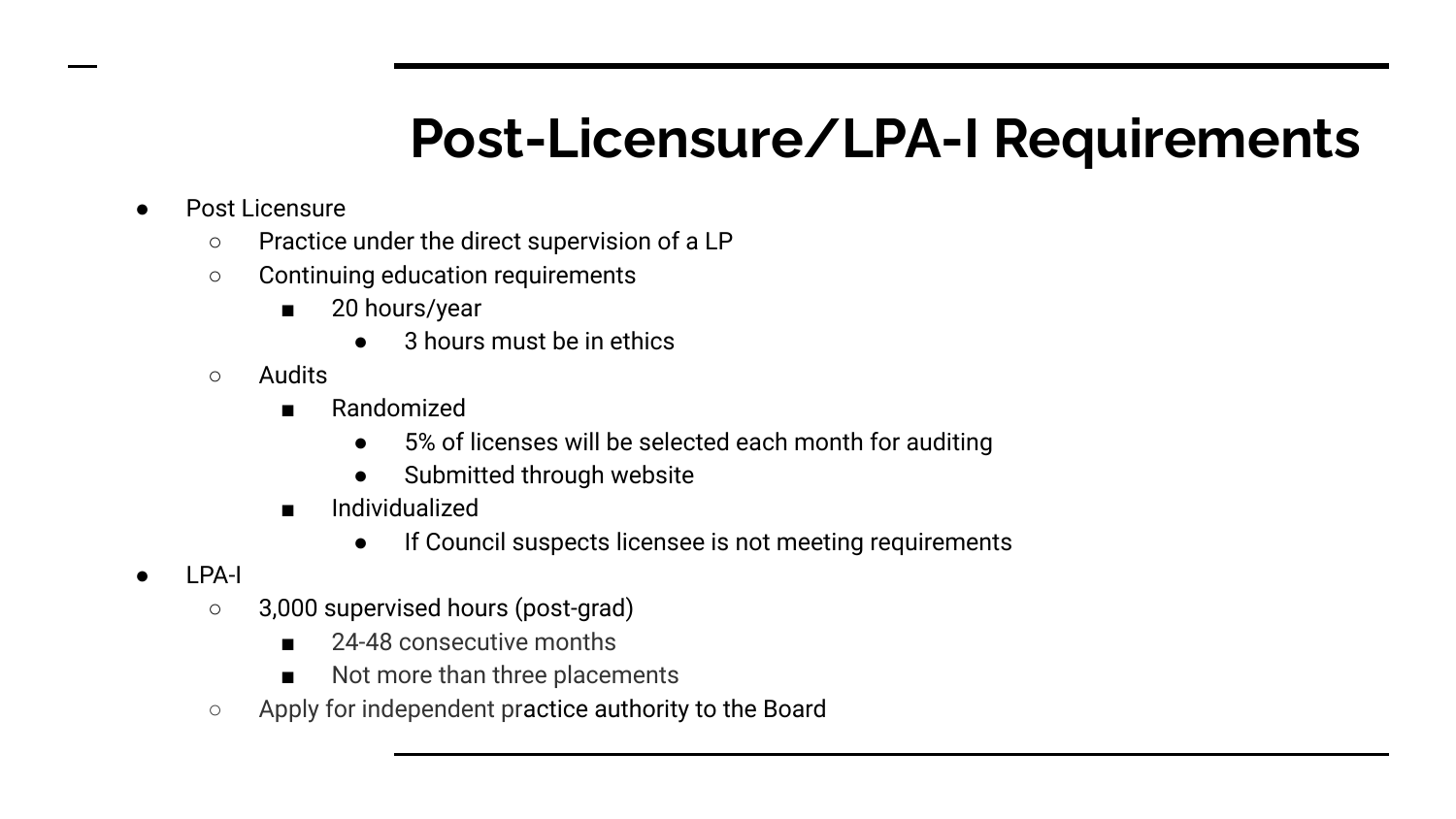# Post-Licensure/LPA-I Requirements

- Post Licensure
  - Practice under the direct supervision of a LP
  - Continuing education requirements
    - 20 hours/year
      - 3 hours must be in ethics
  - Audits
    - Randomized
      - 5% of licenses will be selected each month for auditing
      - Submitted through website
    - Individualized
      - If Council suspects licensee is not meeting requirements
- LPA-I
  - 3,000 supervised hours (post-grad)
    - 24-48 consecutive months
    - Not more than three placements
  - Apply for independent practice authority to the Board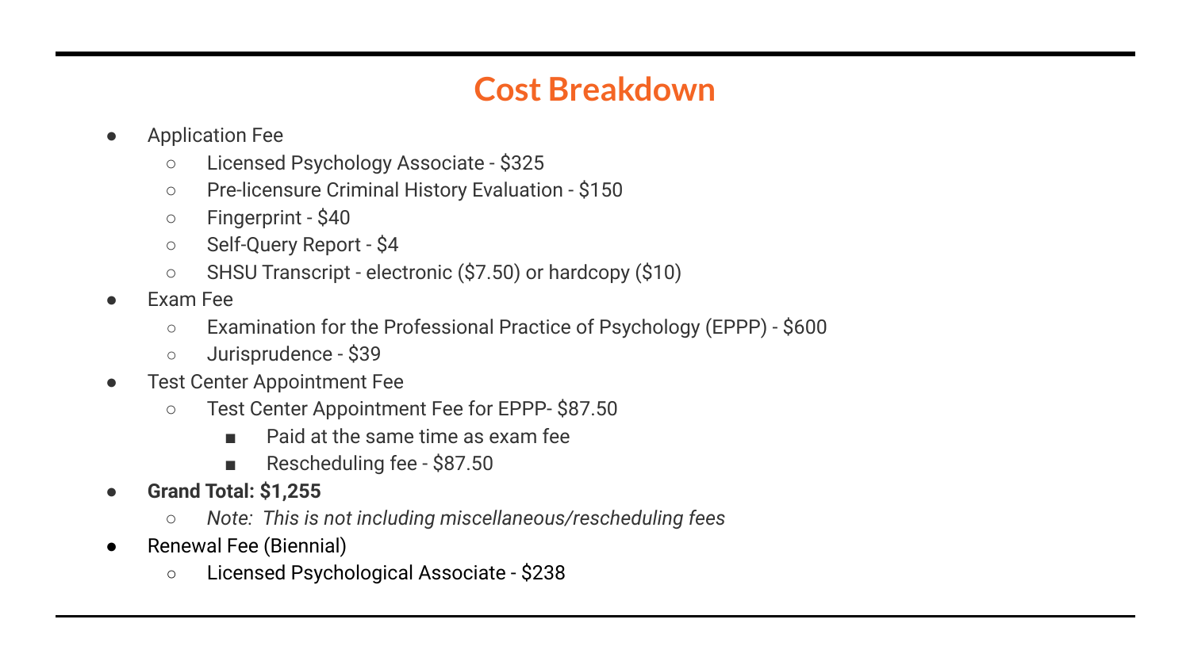# Cost Breakdown

- Application Fee
  - Licensed Psychology Associate - $325
  - Pre-licensure Criminal History Evaluation - $150
  - Fingerprint - $40
  - Self-Query Report - $4
  - SHSU Transcript - electronic ($7.50) or hardcopy ($10)
- Exam Fee
  - Examination for the Professional Practice of Psychology (EPPP) - $600
  - Jurisprudence - $39
- Test Center Appointment Fee
  - Test Center Appointment Fee for EPPP- $87.50
    - Paid at the same time as exam fee
    - Rescheduling fee - $87.50
- **Grand Total: $1,255**
  - *Note: This is not including miscellaneous/rescheduling fees*
- Renewal Fee (Biennial)
  - Licensed Psychological Associate - $238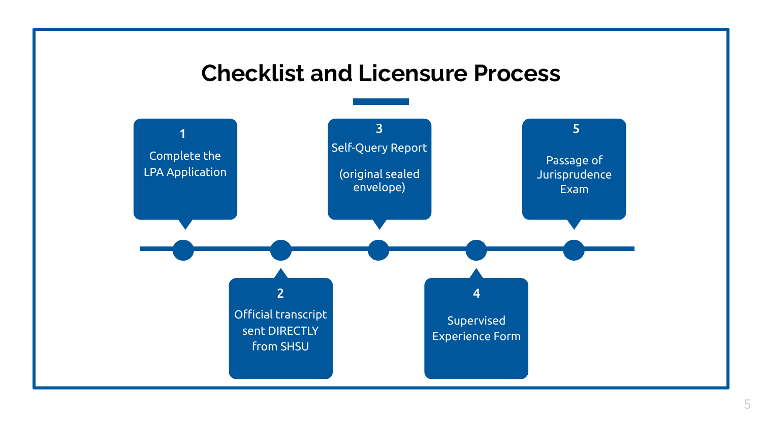# Checklist and Licensure Process

1. Complete the LPA Application
2. Official transcript sent DIRECTLY from SHSU
3. Self-Query Report (original sealed envelope)
4. Supervised Experience Form
5. Passage of Jurisprudence Exam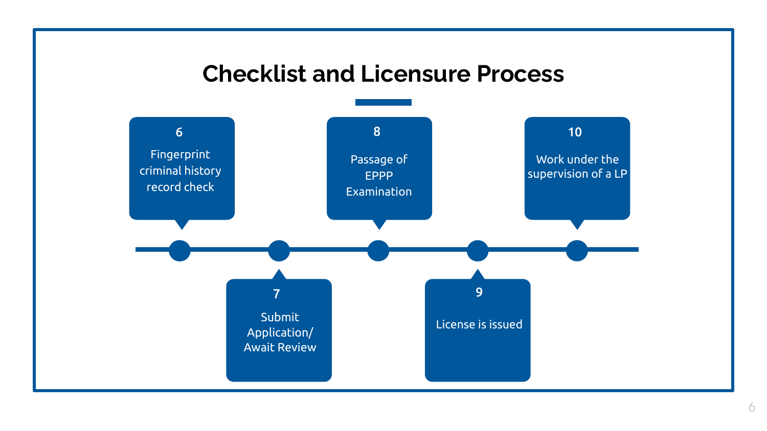# Checklist and Licensure Process

6. Fingerprint criminal history record check
7. Submit Application/ Await Review
8. Passage of EPPP Examination
9. License is issued
10. Work under the supervision of a LP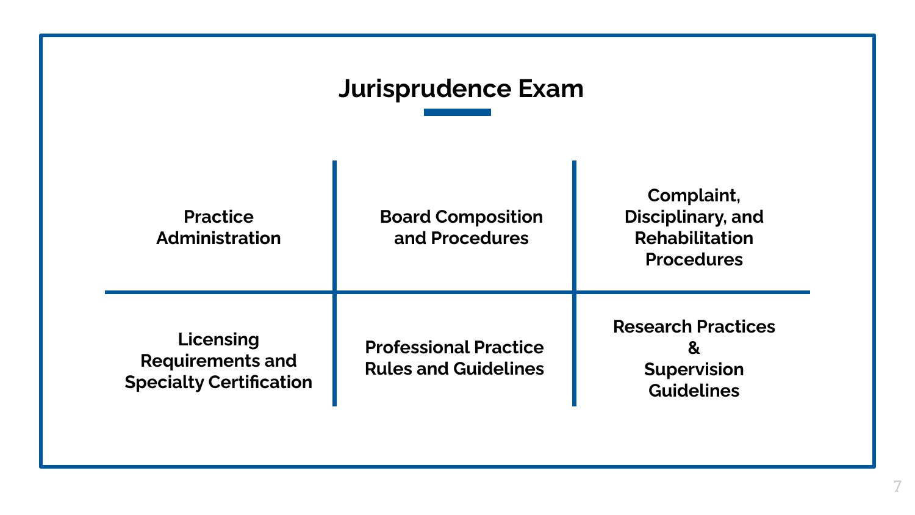# Jurisprudence Exam

| | | |
|---|---|---|
| **Practice Administration** | **Board Composition and Procedures** | **Complaint, Disciplinary, and Rehabilitation Procedures** |
| **Licensing Requirements and Specialty Certification** | **Professional Practice Rules and Guidelines** | **Research Practices & Supervision Guidelines** |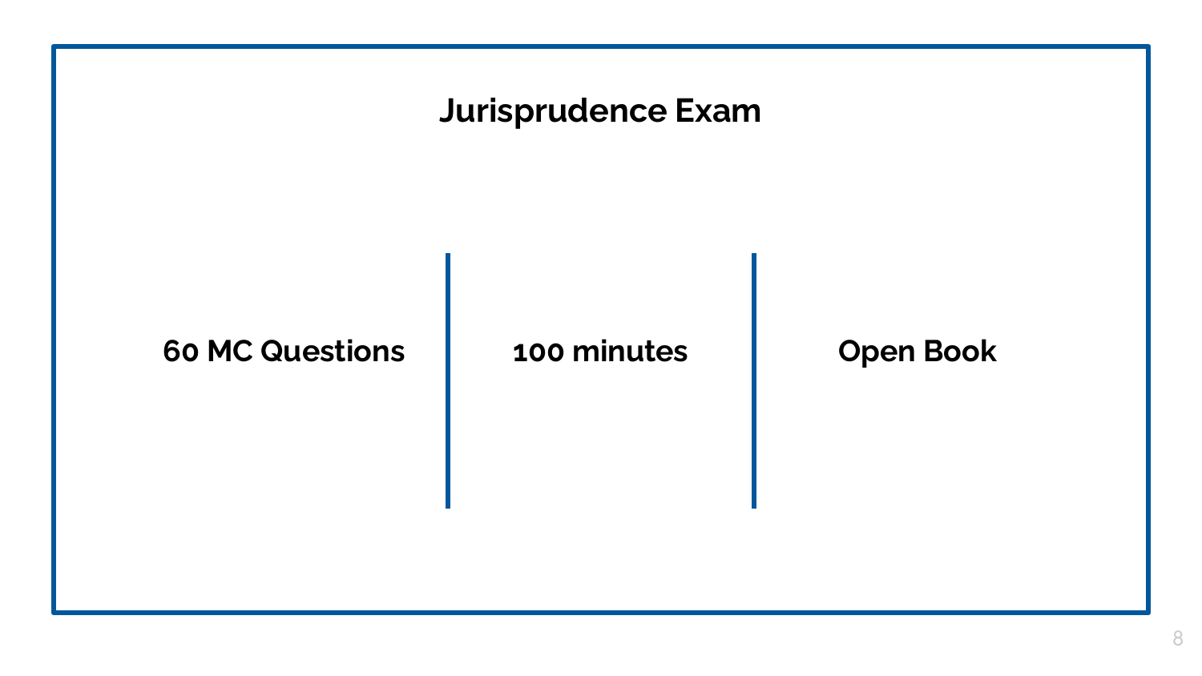# Jurisprudence Exam

60 MC Questions | 100 minutes | Open Book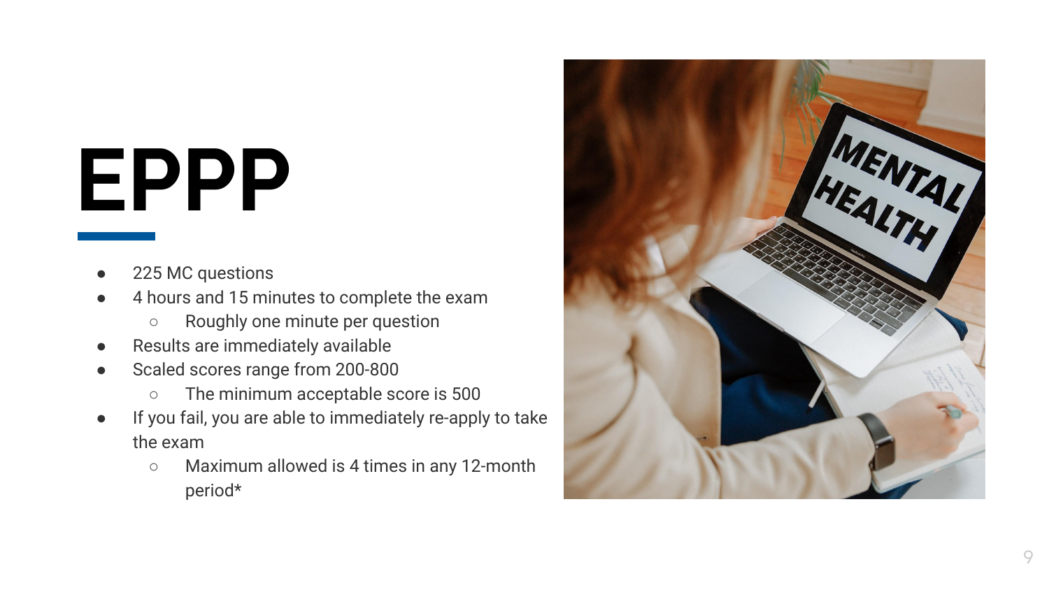# EPPP

- 225 MC questions
- 4 hours and 15 minutes to complete the exam
  - Roughly one minute per question
- Results are immediately available
- Scaled scores range from 200-800
  - The minimum acceptable score is 500
- If you fail, you are able to immediately re-apply to take the exam
  - Maximum allowed is 4 times in any 12-month period*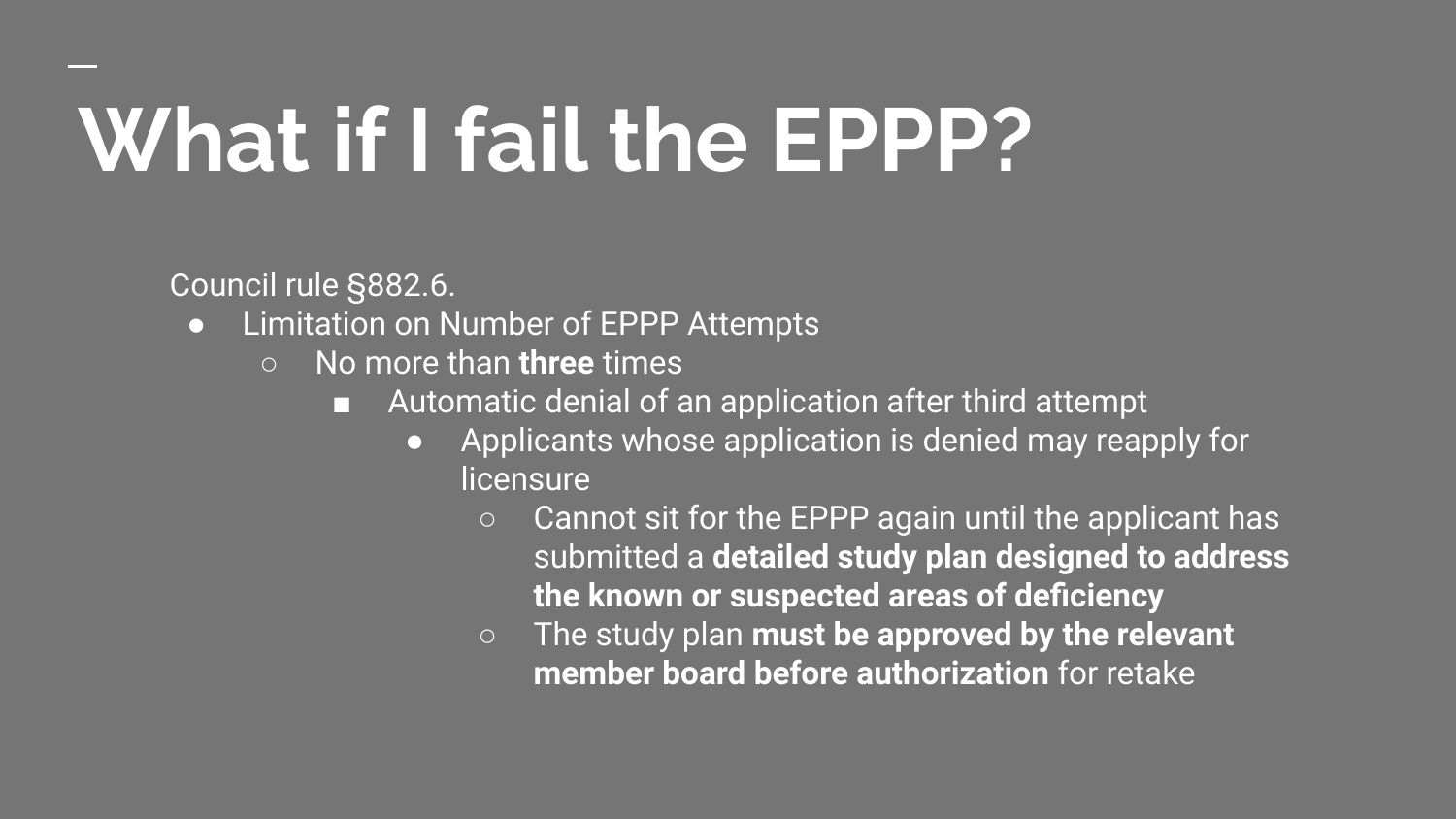# What if I fail the EPPP?

Council rule §882.6.

- Limitation on Number of EPPP Attempts
    - No more than **three** times
        - Automatic denial of an application after third attempt
            - Applicants whose application is denied may reapply for licensure
                - Cannot sit for the EPPP again until the applicant has submitted a **detailed study plan designed to address the known or suspected areas of deficiency**
                - The study plan **must be approved by the relevant member board before authorization** for retake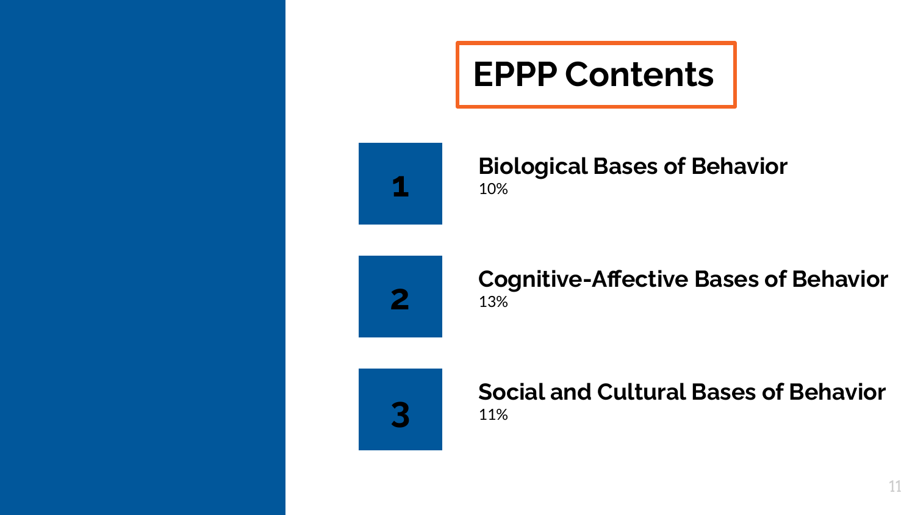# EPPP Contents

1. **Biological Bases of Behavior**
   10%

2. **Cognitive-Affective Bases of Behavior**
   13%

3. **Social and Cultural Bases of Behavior**
   11%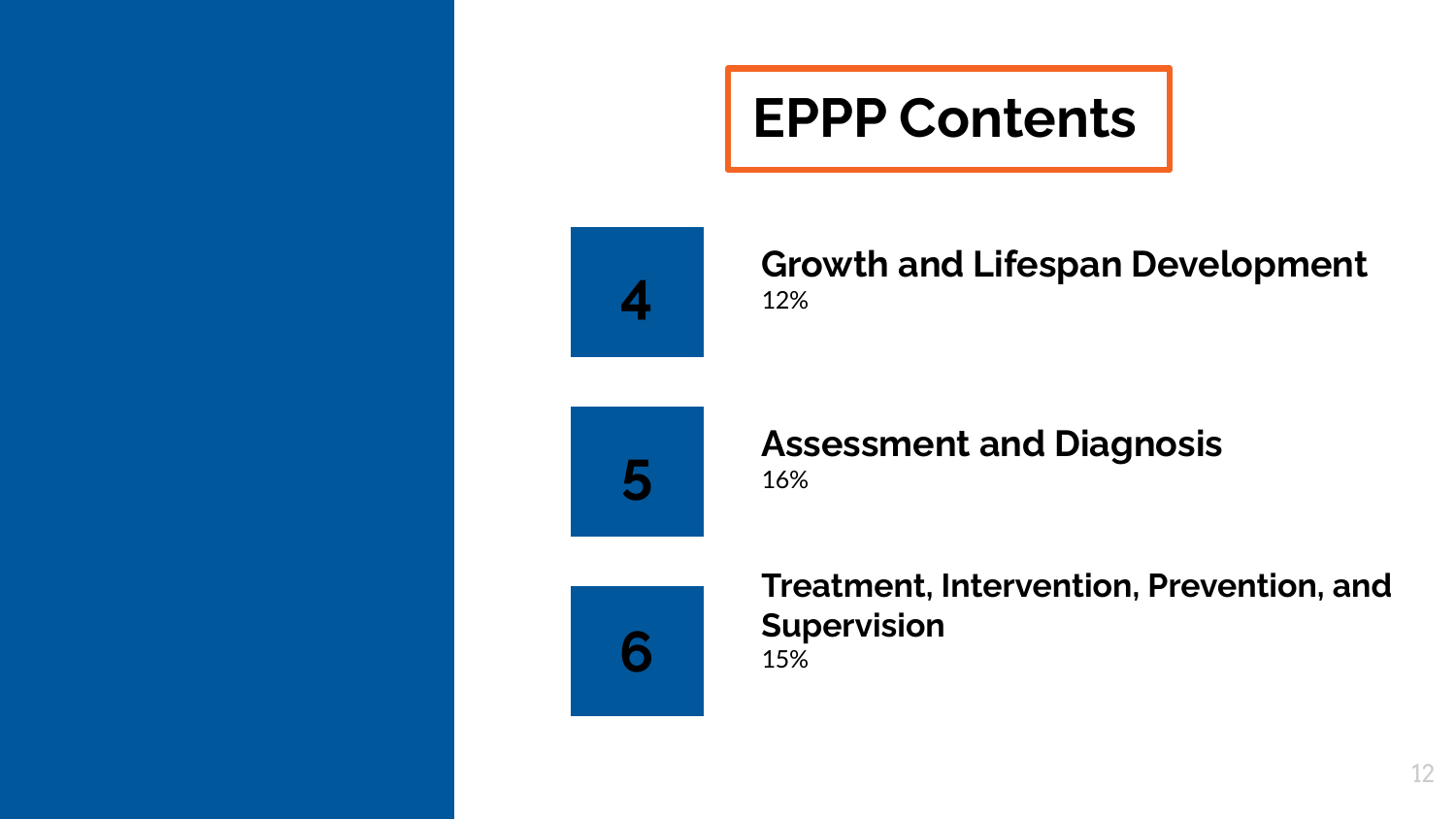# EPPP Contents

**4** **Growth and Lifespan Development**
12%

**5** **Assessment and Diagnosis**
16%

**6** **Treatment, Intervention, Prevention, and Supervision**
15%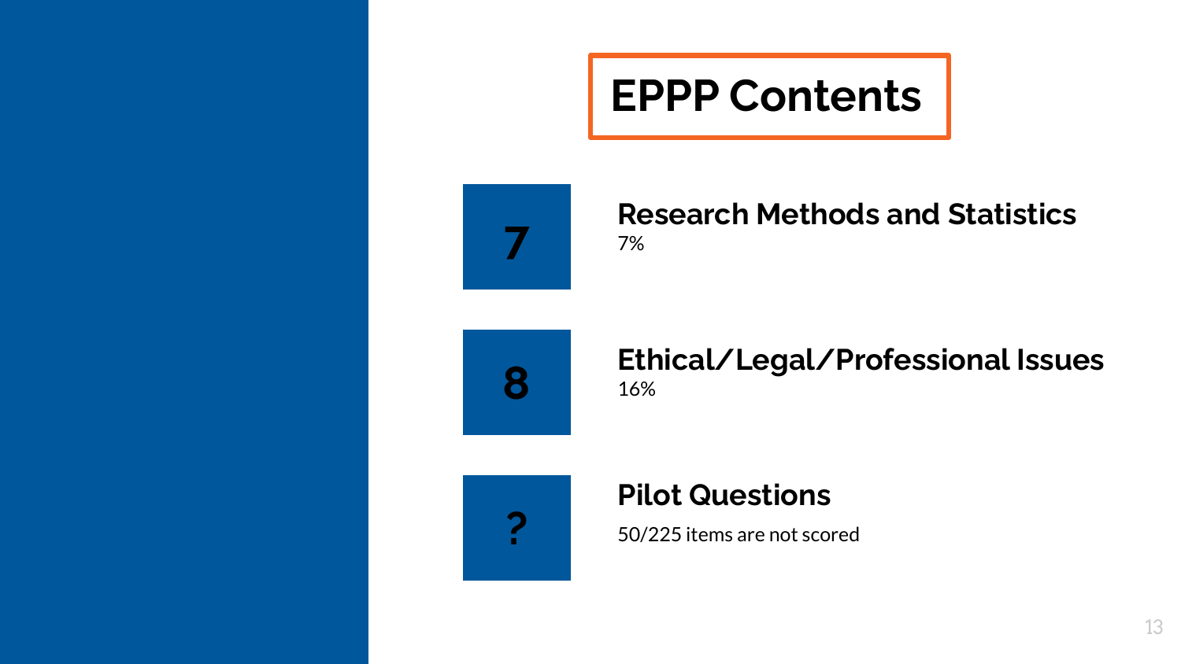# EPPP Contents

**7**

### Research Methods and Statistics

7%

**8**

### Ethical/Legal/Professional Issues

16%

**?**

### Pilot Questions

50/225 items are not scored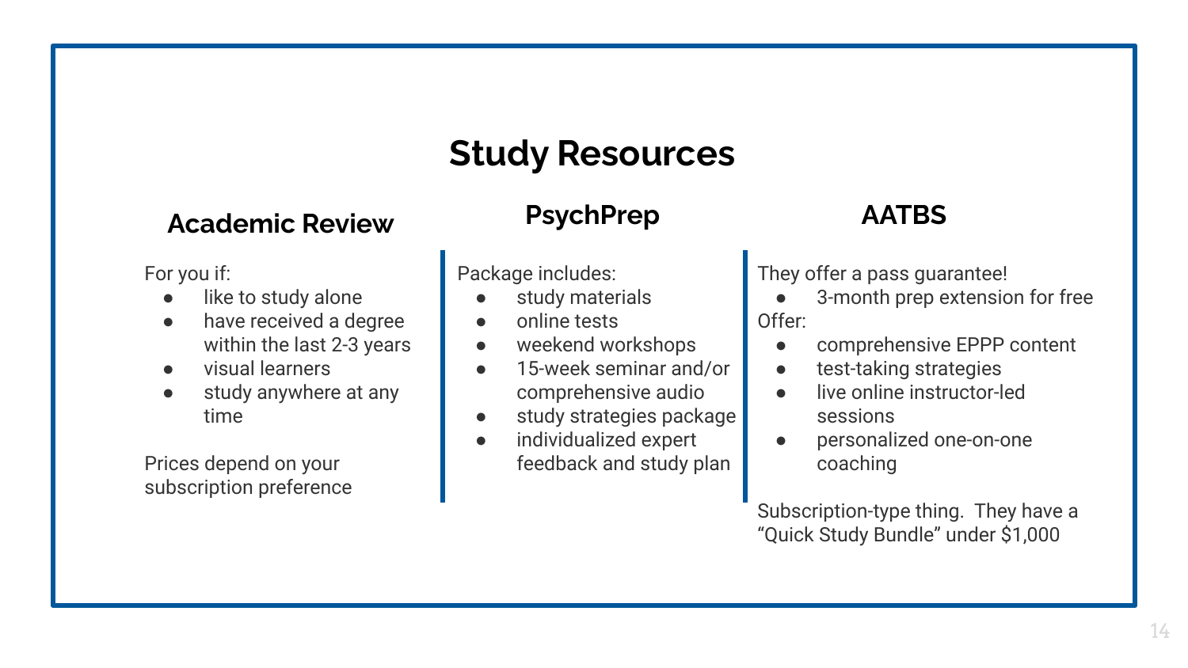# Study Resources

## Academic Review

For you if:

- like to study alone
- have received a degree within the last 2-3 years
- visual learners
- study anywhere at any time

Prices depend on your subscription preference

## PsychPrep

Package includes:

- study materials
- online tests
- weekend workshops
- 15-week seminar and/or comprehensive audio
- study strategies package
- individualized expert feedback and study plan

## AATBS

They offer a pass guarantee!

- 3-month prep extension for free

Offer:

- comprehensive EPPP content
- test-taking strategies
- live online instructor-led sessions
- personalized one-on-one coaching

Subscription-type thing. They have a “Quick Study Bundle” under $1,000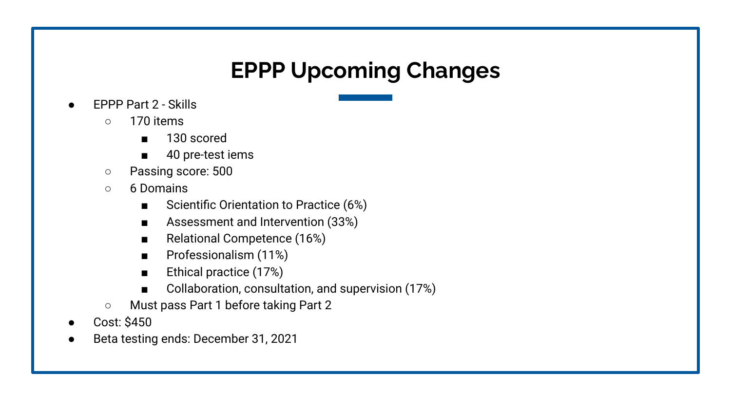# EPPP Upcoming Changes

- EPPP Part 2 - Skills
  - 170 items
    - 130 scored
    - 40 pre-test iems
  - Passing score: 500
  - 6 Domains
    - Scientific Orientation to Practice (6%)
    - Assessment and Intervention (33%)
    - Relational Competence (16%)
    - Professionalism (11%)
    - Ethical practice (17%)
    - Collaboration, consultation, and supervision (17%)
  - Must pass Part 1 before taking Part 2
- Cost: $450
- Beta testing ends: December 31, 2021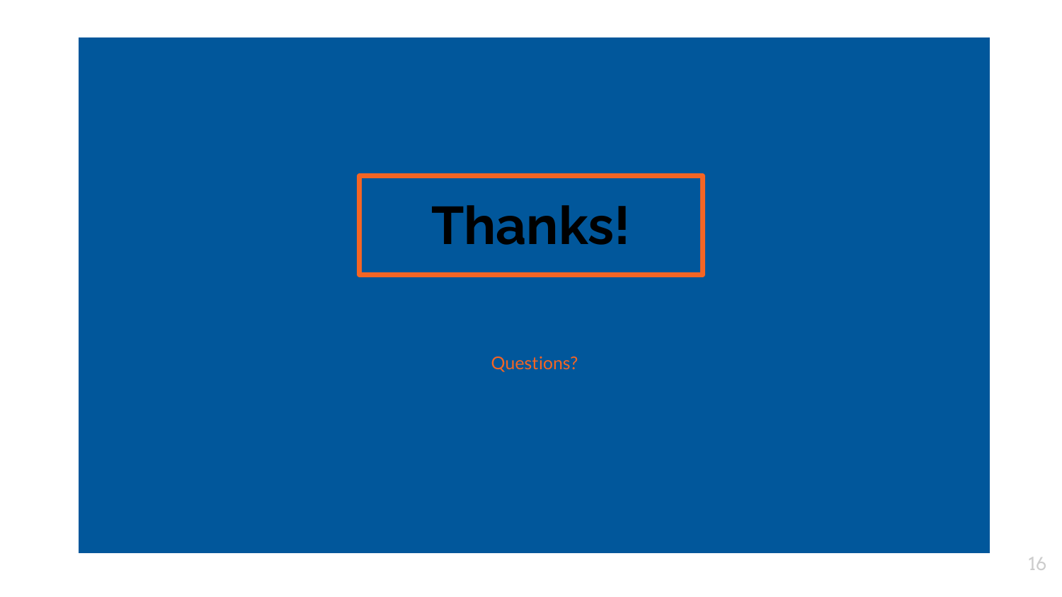# Thanks!

Questions?